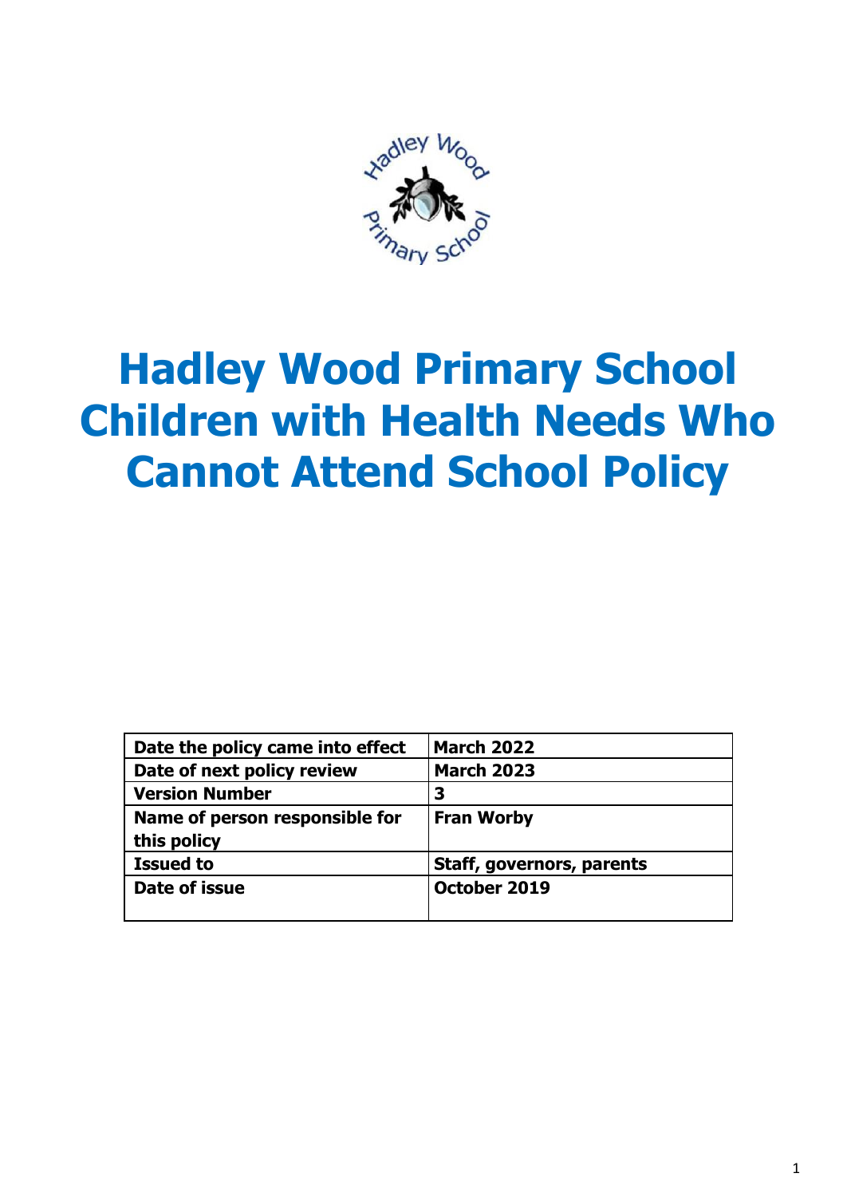# Hadley Wood Primary School Children with Health Needs Who Cannot Attend School Policy

| Date the policy came into effect | March 2022 |
| --- | --- |
| Date of next policy review | March 2023 |
| Version Number | 3 |
| Name of person responsible for this policy | Fran Worby |
| Issued to | Staff, governors, parents |
| Date of issue | October 2019 |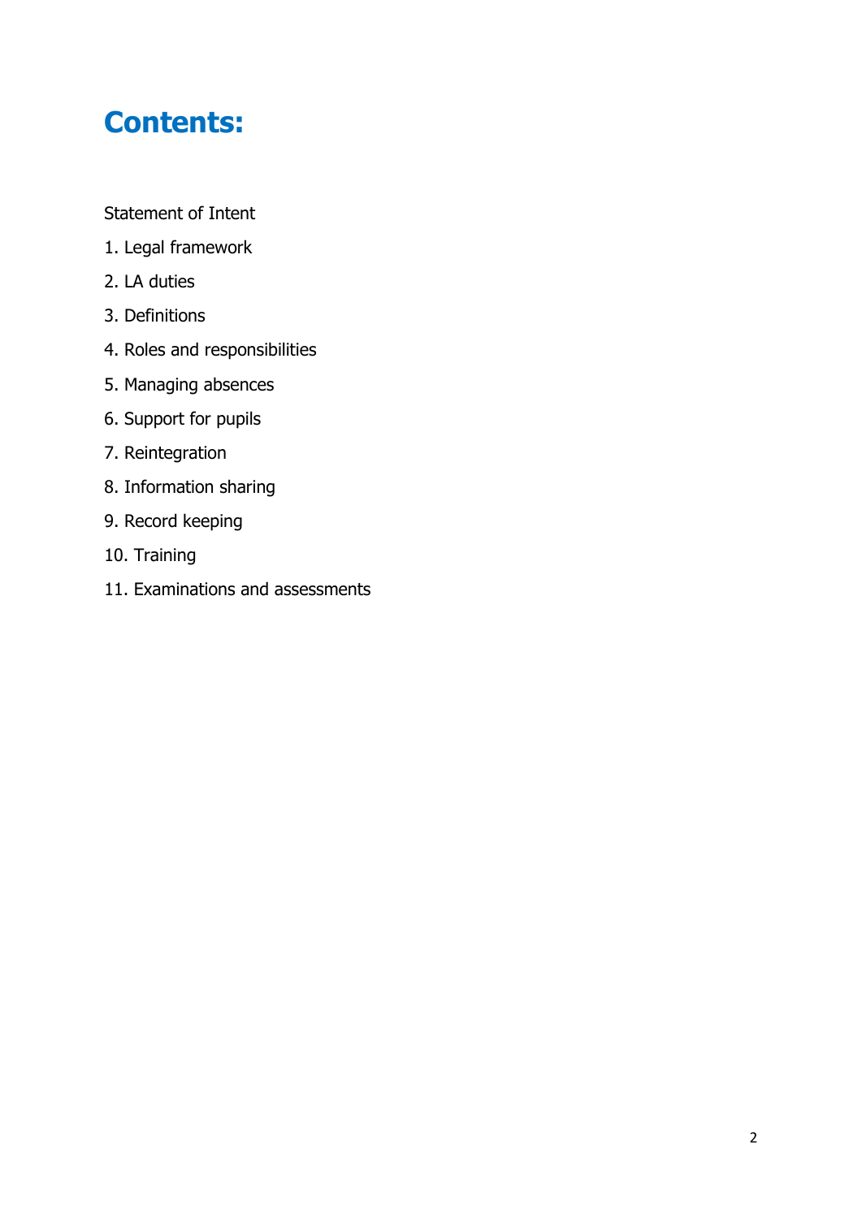# Contents:

Statement of Intent

1. Legal framework
2. LA duties
3. Definitions
4. Roles and responsibilities
5. Managing absences
6. Support for pupils
7. Reintegration
8. Information sharing
9. Record keeping
10. Training
11. Examinations and assessments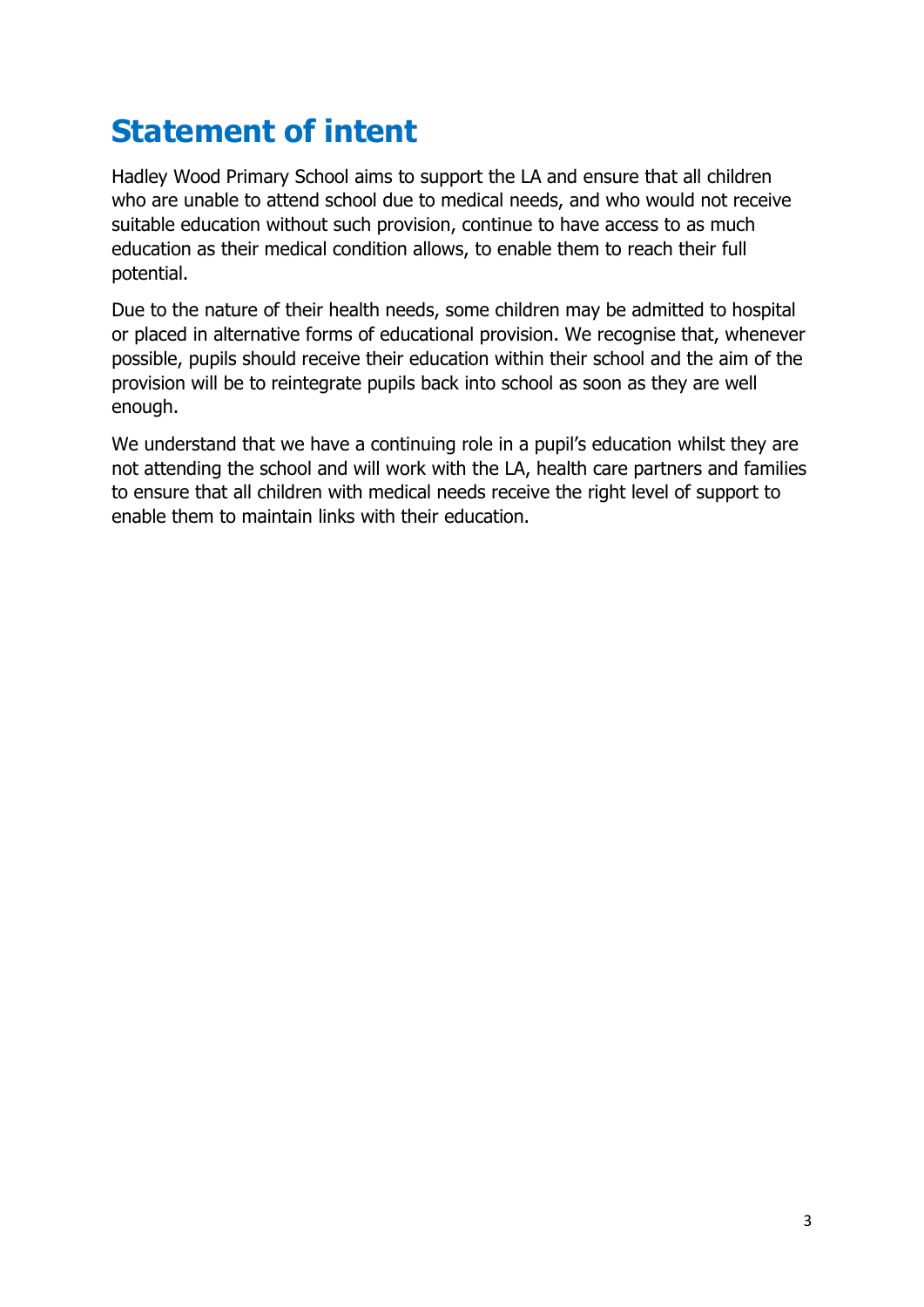# Statement of intent

Hadley Wood Primary School aims to support the LA and ensure that all children who are unable to attend school due to medical needs, and who would not receive suitable education without such provision, continue to have access to as much education as their medical condition allows, to enable them to reach their full potential.

Due to the nature of their health needs, some children may be admitted to hospital or placed in alternative forms of educational provision. We recognise that, whenever possible, pupils should receive their education within their school and the aim of the provision will be to reintegrate pupils back into school as soon as they are well enough.

We understand that we have a continuing role in a pupil's education whilst they are not attending the school and will work with the LA, health care partners and families to ensure that all children with medical needs receive the right level of support to enable them to maintain links with their education.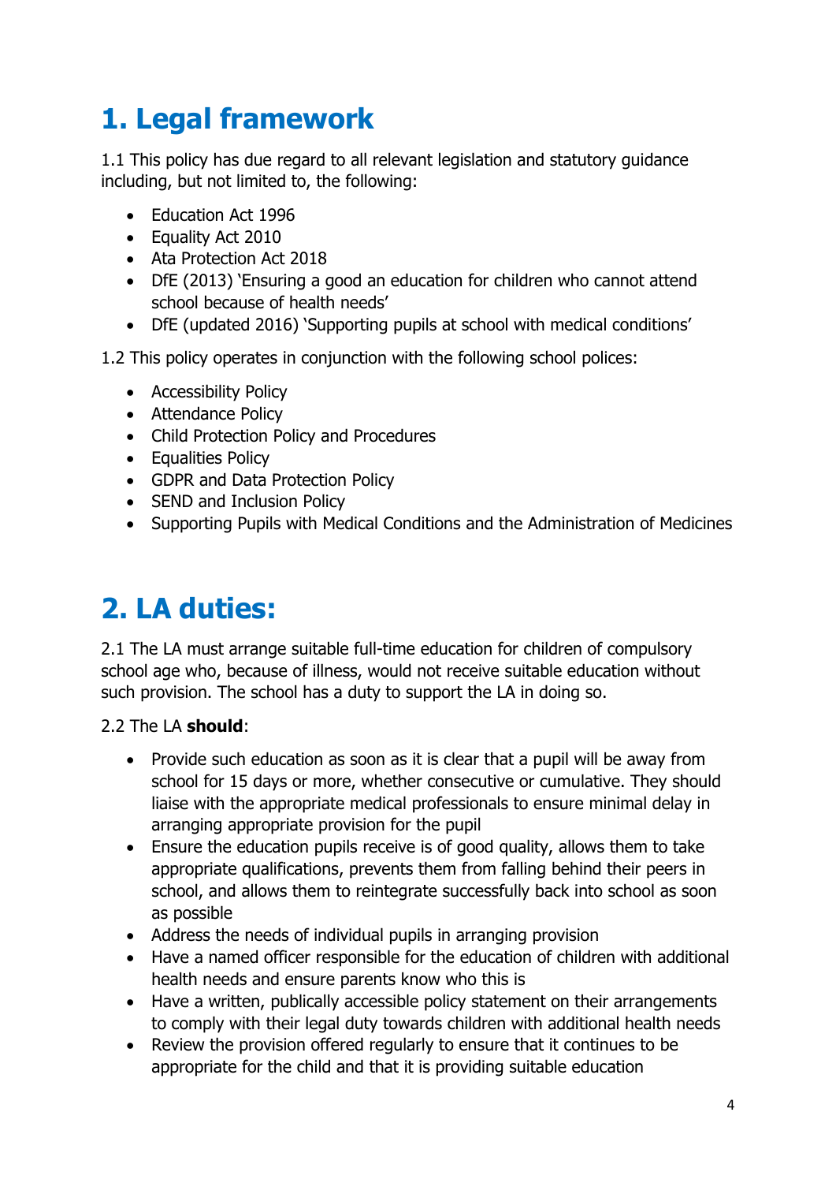# 1. Legal framework

1.1 This policy has due regard to all relevant legislation and statutory guidance including, but not limited to, the following:

- Education Act 1996
- Equality Act 2010
- Ata Protection Act 2018
- DfE (2013) 'Ensuring a good an education for children who cannot attend school because of health needs'
- DfE (updated 2016) 'Supporting pupils at school with medical conditions'

1.2 This policy operates in conjunction with the following school polices:

- Accessibility Policy
- Attendance Policy
- Child Protection Policy and Procedures
- Equalities Policy
- GDPR and Data Protection Policy
- SEND and Inclusion Policy
- Supporting Pupils with Medical Conditions and the Administration of Medicines

# 2. LA duties:

2.1 The LA must arrange suitable full-time education for children of compulsory school age who, because of illness, would not receive suitable education without such provision. The school has a duty to support the LA in doing so.

2.2 The LA **should**:

- Provide such education as soon as it is clear that a pupil will be away from school for 15 days or more, whether consecutive or cumulative. They should liaise with the appropriate medical professionals to ensure minimal delay in arranging appropriate provision for the pupil
- Ensure the education pupils receive is of good quality, allows them to take appropriate qualifications, prevents them from falling behind their peers in school, and allows them to reintegrate successfully back into school as soon as possible
- Address the needs of individual pupils in arranging provision
- Have a named officer responsible for the education of children with additional health needs and ensure parents know who this is
- Have a written, publically accessible policy statement on their arrangements to comply with their legal duty towards children with additional health needs
- Review the provision offered regularly to ensure that it continues to be appropriate for the child and that it is providing suitable education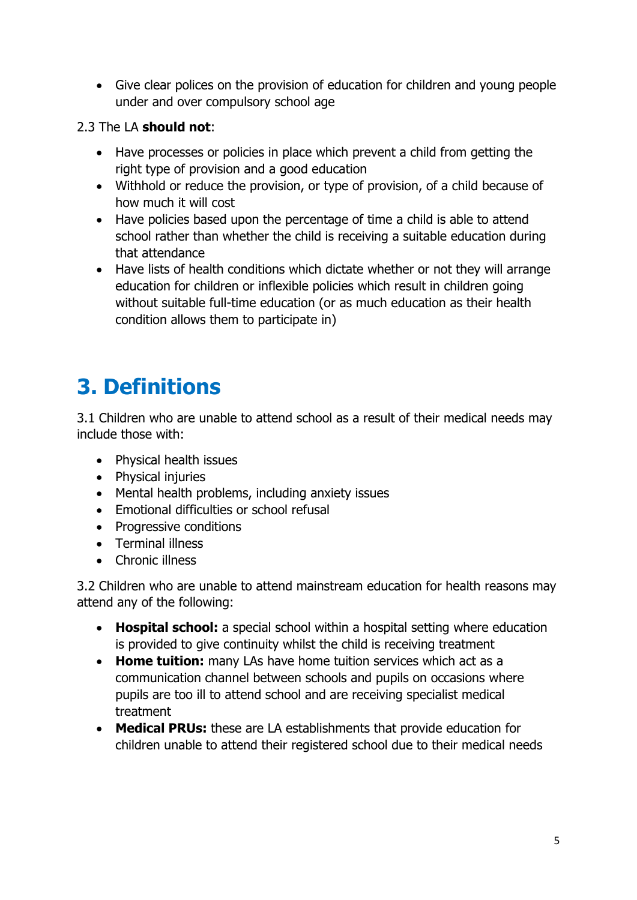- Give clear polices on the provision of education for children and young people under and over compulsory school age

2.3 The LA **should not**:

- Have processes or policies in place which prevent a child from getting the right type of provision and a good education
- Withhold or reduce the provision, or type of provision, of a child because of how much it will cost
- Have policies based upon the percentage of time a child is able to attend school rather than whether the child is receiving a suitable education during that attendance
- Have lists of health conditions which dictate whether or not they will arrange education for children or inflexible policies which result in children going without suitable full-time education (or as much education as their health condition allows them to participate in)

# 3. Definitions

3.1 Children who are unable to attend school as a result of their medical needs may include those with:

- Physical health issues
- Physical injuries
- Mental health problems, including anxiety issues
- Emotional difficulties or school refusal
- Progressive conditions
- Terminal illness
- Chronic illness

3.2 Children who are unable to attend mainstream education for health reasons may attend any of the following:

- **Hospital school:** a special school within a hospital setting where education is provided to give continuity whilst the child is receiving treatment
- **Home tuition:** many LAs have home tuition services which act as a communication channel between schools and pupils on occasions where pupils are too ill to attend school and are receiving specialist medical treatment
- **Medical PRUs:** these are LA establishments that provide education for children unable to attend their registered school due to their medical needs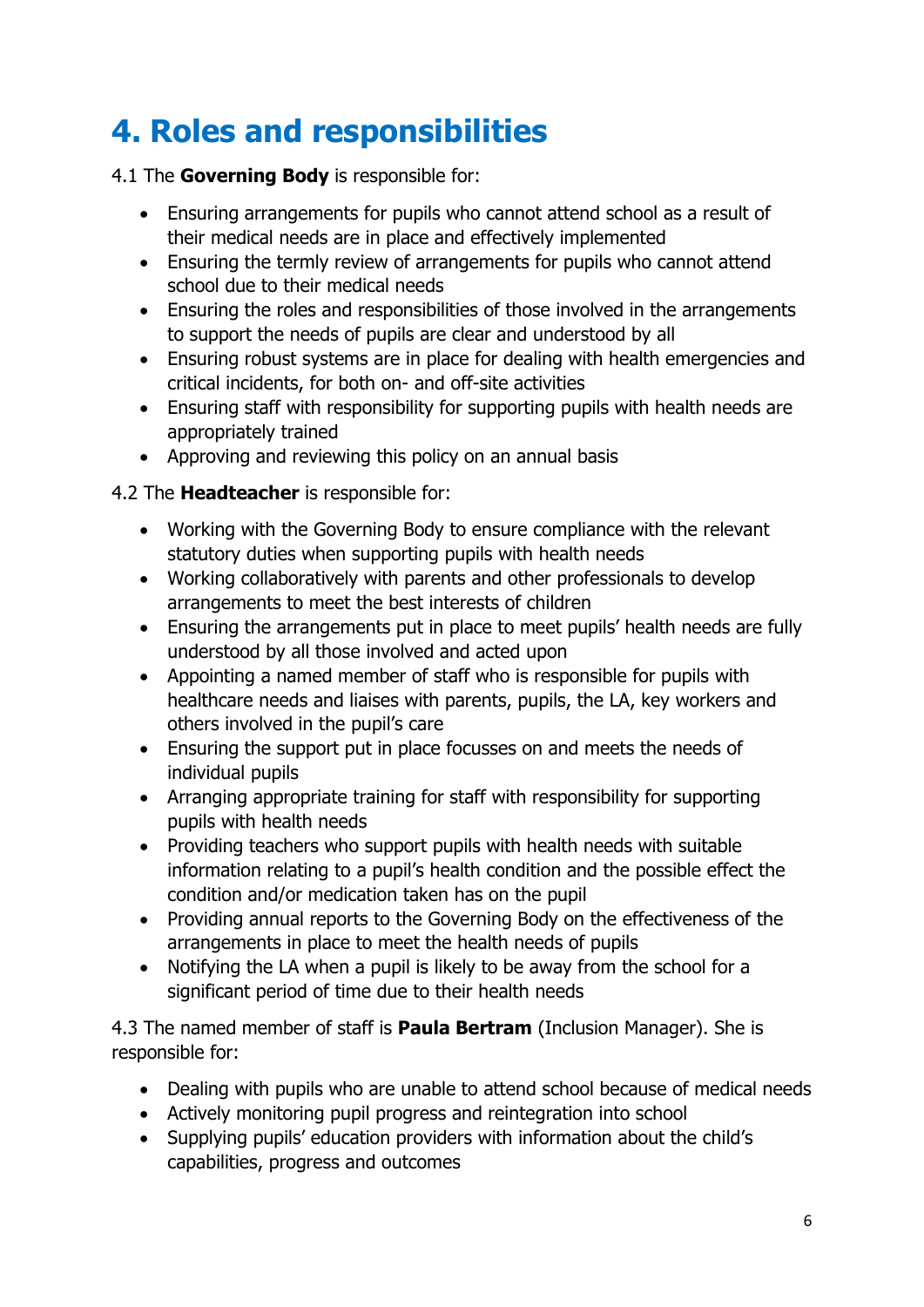# 4. Roles and responsibilities

4.1 The **Governing Body** is responsible for:

- Ensuring arrangements for pupils who cannot attend school as a result of their medical needs are in place and effectively implemented
- Ensuring the termly review of arrangements for pupils who cannot attend school due to their medical needs
- Ensuring the roles and responsibilities of those involved in the arrangements to support the needs of pupils are clear and understood by all
- Ensuring robust systems are in place for dealing with health emergencies and critical incidents, for both on- and off-site activities
- Ensuring staff with responsibility for supporting pupils with health needs are appropriately trained
- Approving and reviewing this policy on an annual basis

4.2 The **Headteacher** is responsible for:

- Working with the Governing Body to ensure compliance with the relevant statutory duties when supporting pupils with health needs
- Working collaboratively with parents and other professionals to develop arrangements to meet the best interests of children
- Ensuring the arrangements put in place to meet pupils' health needs are fully understood by all those involved and acted upon
- Appointing a named member of staff who is responsible for pupils with healthcare needs and liaises with parents, pupils, the LA, key workers and others involved in the pupil's care
- Ensuring the support put in place focusses on and meets the needs of individual pupils
- Arranging appropriate training for staff with responsibility for supporting pupils with health needs
- Providing teachers who support pupils with health needs with suitable information relating to a pupil's health condition and the possible effect the condition and/or medication taken has on the pupil
- Providing annual reports to the Governing Body on the effectiveness of the arrangements in place to meet the health needs of pupils
- Notifying the LA when a pupil is likely to be away from the school for a significant period of time due to their health needs

4.3 The named member of staff is **Paula Bertram** (Inclusion Manager). She is responsible for:

- Dealing with pupils who are unable to attend school because of medical needs
- Actively monitoring pupil progress and reintegration into school
- Supplying pupils' education providers with information about the child's capabilities, progress and outcomes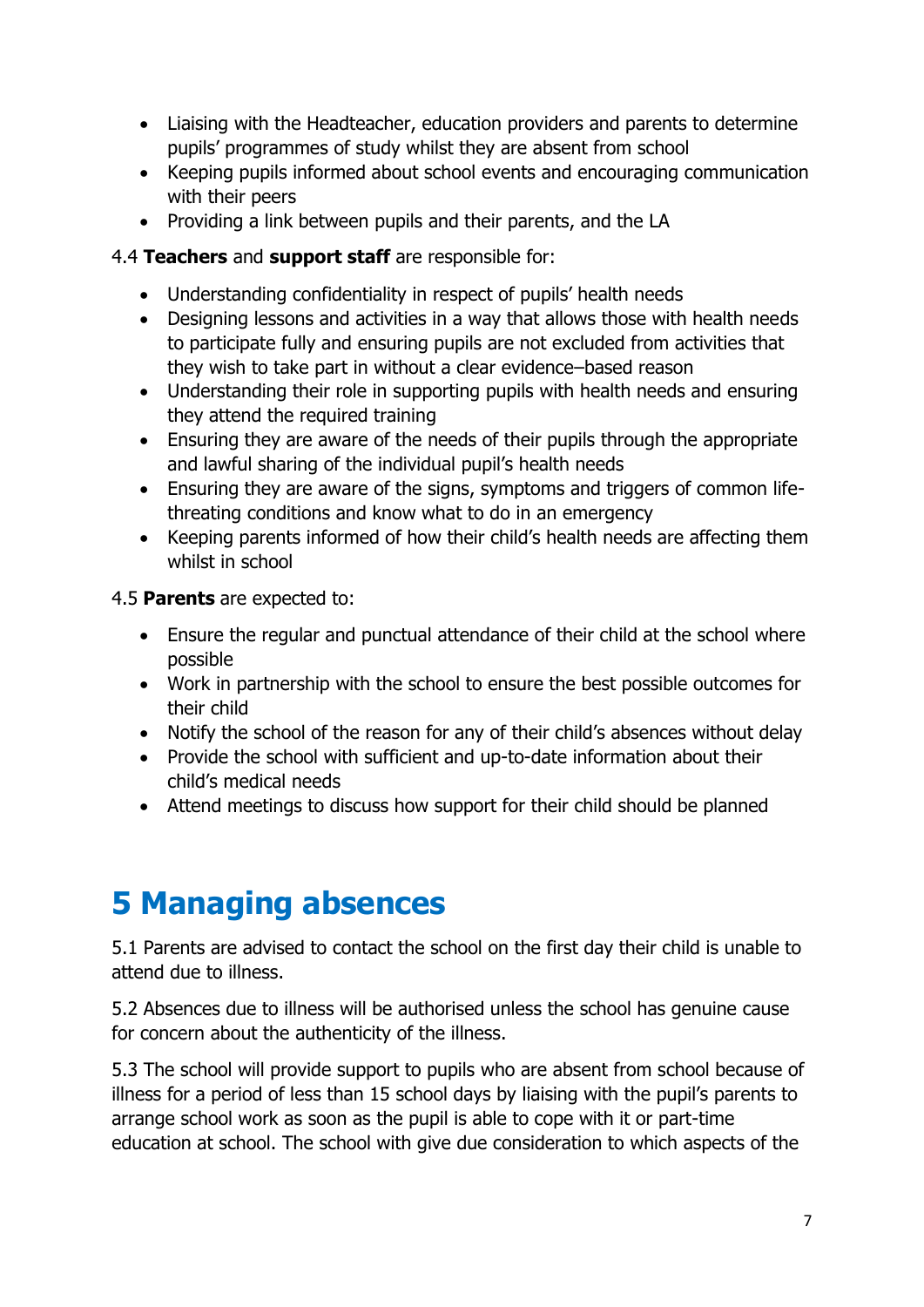- Liaising with the Headteacher, education providers and parents to determine pupils' programmes of study whilst they are absent from school
- Keeping pupils informed about school events and encouraging communication with their peers
- Providing a link between pupils and their parents, and the LA

4.4 **Teachers** and **support staff** are responsible for:

- Understanding confidentiality in respect of pupils' health needs
- Designing lessons and activities in a way that allows those with health needs to participate fully and ensuring pupils are not excluded from activities that they wish to take part in without a clear evidence–based reason
- Understanding their role in supporting pupils with health needs and ensuring they attend the required training
- Ensuring they are aware of the needs of their pupils through the appropriate and lawful sharing of the individual pupil's health needs
- Ensuring they are aware of the signs, symptoms and triggers of common life-threating conditions and know what to do in an emergency
- Keeping parents informed of how their child's health needs are affecting them whilst in school

4.5 **Parents** are expected to:

- Ensure the regular and punctual attendance of their child at the school where possible
- Work in partnership with the school to ensure the best possible outcomes for their child
- Notify the school of the reason for any of their child's absences without delay
- Provide the school with sufficient and up-to-date information about their child's medical needs
- Attend meetings to discuss how support for their child should be planned

# 5 Managing absences

5.1 Parents are advised to contact the school on the first day their child is unable to attend due to illness.

5.2 Absences due to illness will be authorised unless the school has genuine cause for concern about the authenticity of the illness.

5.3 The school will provide support to pupils who are absent from school because of illness for a period of less than 15 school days by liaising with the pupil's parents to arrange school work as soon as the pupil is able to cope with it or part-time education at school. The school with give due consideration to which aspects of the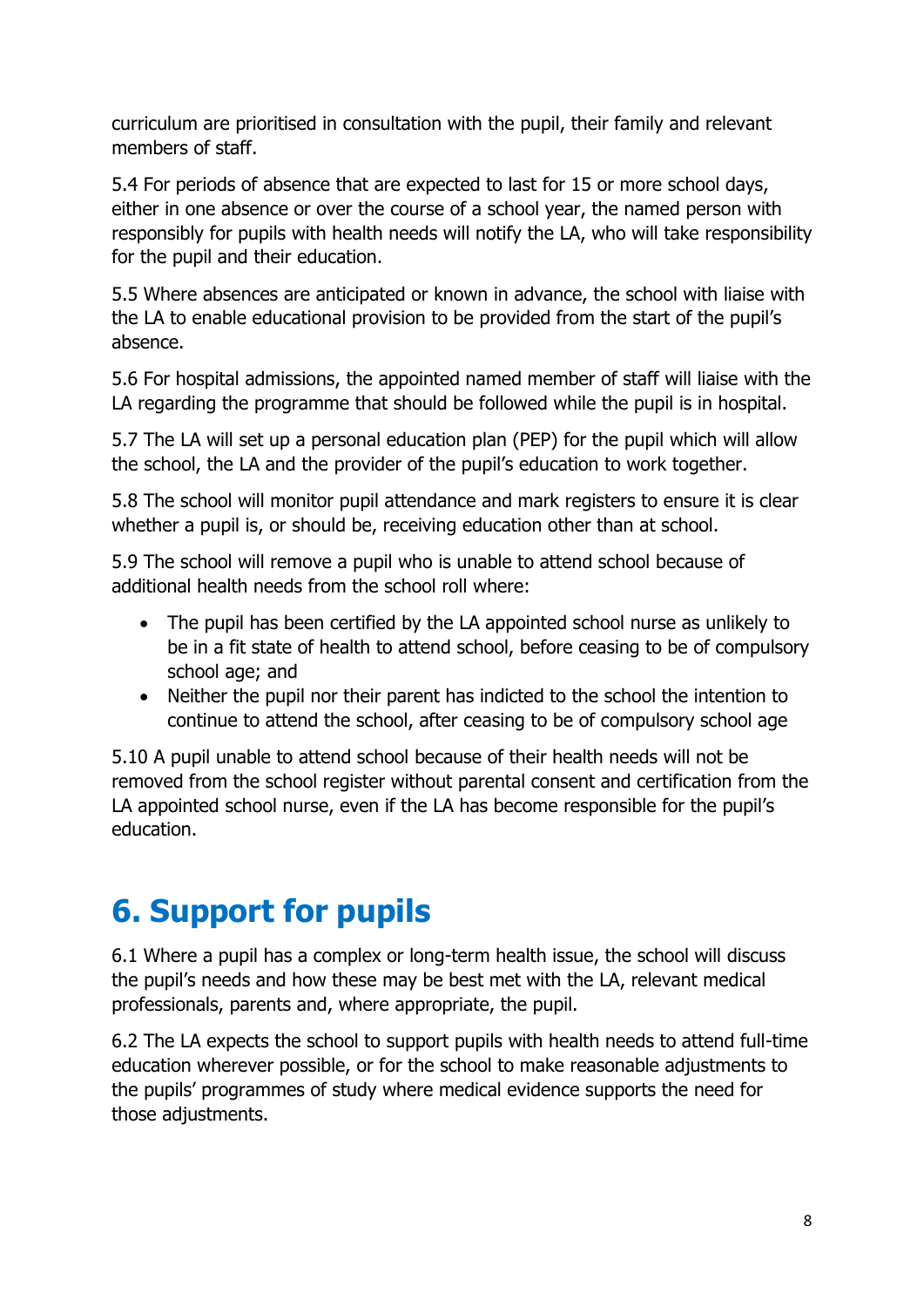curriculum are prioritised in consultation with the pupil, their family and relevant members of staff.

5.4 For periods of absence that are expected to last for 15 or more school days, either in one absence or over the course of a school year, the named person with responsibly for pupils with health needs will notify the LA, who will take responsibility for the pupil and their education.

5.5 Where absences are anticipated or known in advance, the school with liaise with the LA to enable educational provision to be provided from the start of the pupil's absence.

5.6 For hospital admissions, the appointed named member of staff will liaise with the LA regarding the programme that should be followed while the pupil is in hospital.

5.7 The LA will set up a personal education plan (PEP) for the pupil which will allow the school, the LA and the provider of the pupil's education to work together.

5.8 The school will monitor pupil attendance and mark registers to ensure it is clear whether a pupil is, or should be, receiving education other than at school.

5.9 The school will remove a pupil who is unable to attend school because of additional health needs from the school roll where:

- The pupil has been certified by the LA appointed school nurse as unlikely to be in a fit state of health to attend school, before ceasing to be of compulsory school age; and
- Neither the pupil nor their parent has indicted to the school the intention to continue to attend the school, after ceasing to be of compulsory school age

5.10 A pupil unable to attend school because of their health needs will not be removed from the school register without parental consent and certification from the LA appointed school nurse, even if the LA has become responsible for the pupil's education.

# 6. Support for pupils

6.1 Where a pupil has a complex or long-term health issue, the school will discuss the pupil's needs and how these may be best met with the LA, relevant medical professionals, parents and, where appropriate, the pupil.

6.2 The LA expects the school to support pupils with health needs to attend full-time education wherever possible, or for the school to make reasonable adjustments to the pupils' programmes of study where medical evidence supports the need for those adjustments.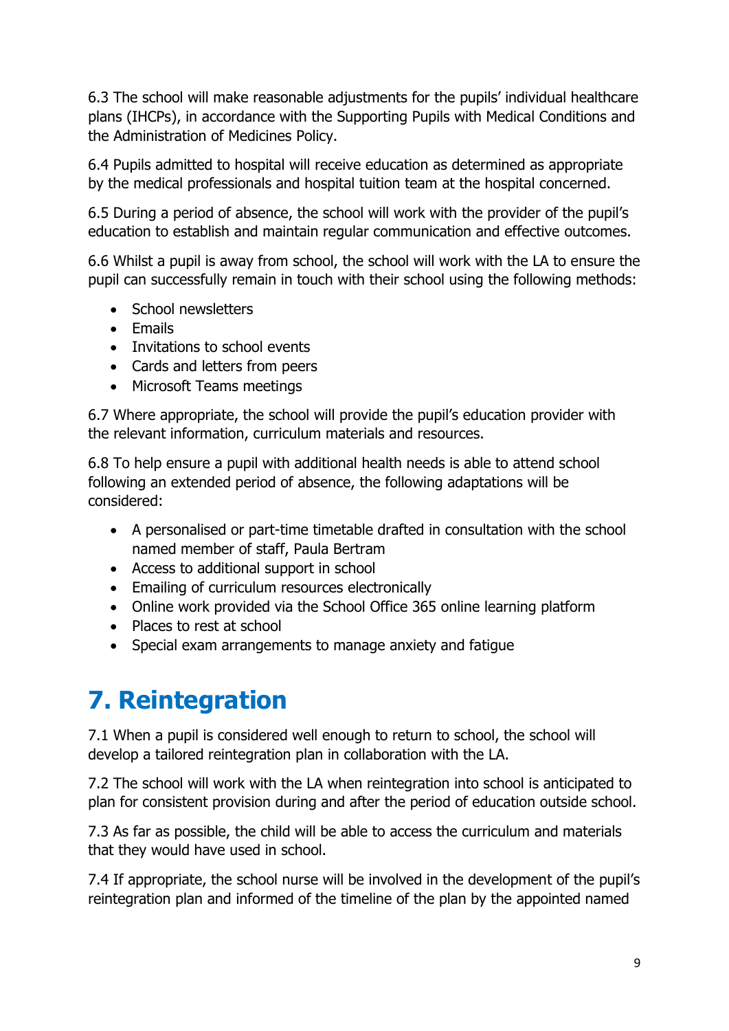6.3 The school will make reasonable adjustments for the pupils' individual healthcare plans (IHCPs), in accordance with the Supporting Pupils with Medical Conditions and the Administration of Medicines Policy.

6.4 Pupils admitted to hospital will receive education as determined as appropriate by the medical professionals and hospital tuition team at the hospital concerned.

6.5 During a period of absence, the school will work with the provider of the pupil's education to establish and maintain regular communication and effective outcomes.

6.6 Whilst a pupil is away from school, the school will work with the LA to ensure the pupil can successfully remain in touch with their school using the following methods:

- School newsletters
- Emails
- Invitations to school events
- Cards and letters from peers
- Microsoft Teams meetings

6.7 Where appropriate, the school will provide the pupil's education provider with the relevant information, curriculum materials and resources.

6.8 To help ensure a pupil with additional health needs is able to attend school following an extended period of absence, the following adaptations will be considered:

- A personalised or part-time timetable drafted in consultation with the school named member of staff, Paula Bertram
- Access to additional support in school
- Emailing of curriculum resources electronically
- Online work provided via the School Office 365 online learning platform
- Places to rest at school
- Special exam arrangements to manage anxiety and fatigue

# 7. Reintegration

7.1 When a pupil is considered well enough to return to school, the school will develop a tailored reintegration plan in collaboration with the LA.

7.2 The school will work with the LA when reintegration into school is anticipated to plan for consistent provision during and after the period of education outside school.

7.3 As far as possible, the child will be able to access the curriculum and materials that they would have used in school.

7.4 If appropriate, the school nurse will be involved in the development of the pupil's reintegration plan and informed of the timeline of the plan by the appointed named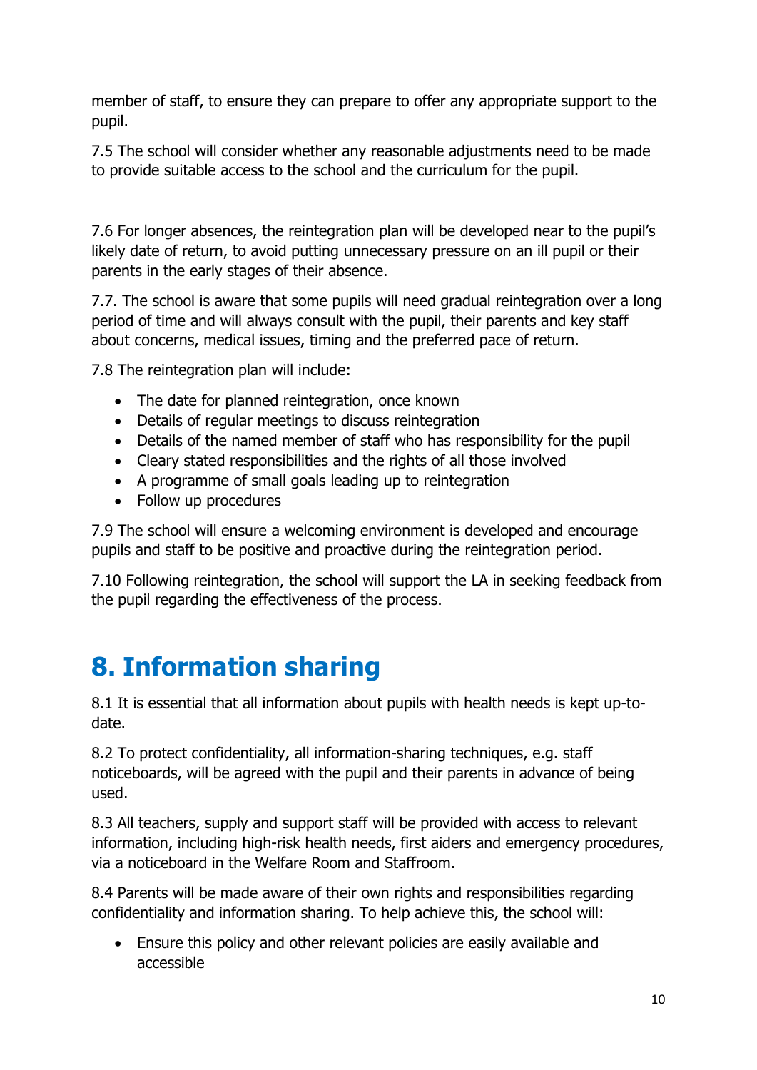member of staff, to ensure they can prepare to offer any appropriate support to the pupil.

7.5 The school will consider whether any reasonable adjustments need to be made to provide suitable access to the school and the curriculum for the pupil.

7.6 For longer absences, the reintegration plan will be developed near to the pupil's likely date of return, to avoid putting unnecessary pressure on an ill pupil or their parents in the early stages of their absence.

7.7. The school is aware that some pupils will need gradual reintegration over a long period of time and will always consult with the pupil, their parents and key staff about concerns, medical issues, timing and the preferred pace of return.

7.8 The reintegration plan will include:

- The date for planned reintegration, once known
- Details of regular meetings to discuss reintegration
- Details of the named member of staff who has responsibility for the pupil
- Cleary stated responsibilities and the rights of all those involved
- A programme of small goals leading up to reintegration
- Follow up procedures

7.9 The school will ensure a welcoming environment is developed and encourage pupils and staff to be positive and proactive during the reintegration period.

7.10 Following reintegration, the school will support the LA in seeking feedback from the pupil regarding the effectiveness of the process.

# 8. Information sharing

8.1 It is essential that all information about pupils with health needs is kept up-to-date.

8.2 To protect confidentiality, all information-sharing techniques, e.g. staff noticeboards, will be agreed with the pupil and their parents in advance of being used.

8.3 All teachers, supply and support staff will be provided with access to relevant information, including high-risk health needs, first aiders and emergency procedures, via a noticeboard in the Welfare Room and Staffroom.

8.4 Parents will be made aware of their own rights and responsibilities regarding confidentiality and information sharing. To help achieve this, the school will:

- Ensure this policy and other relevant policies are easily available and accessible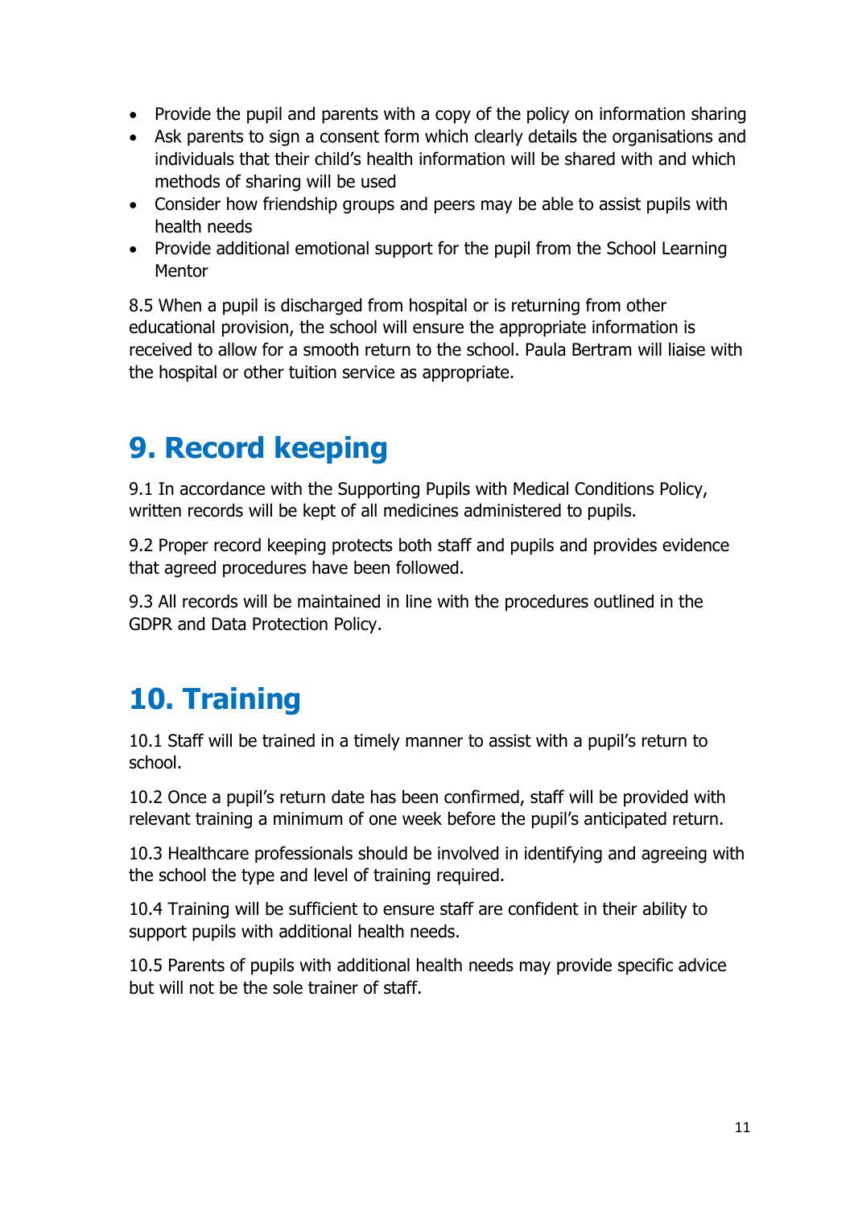- Provide the pupil and parents with a copy of the policy on information sharing
- Ask parents to sign a consent form which clearly details the organisations and individuals that their child's health information will be shared with and which methods of sharing will be used
- Consider how friendship groups and peers may be able to assist pupils with health needs
- Provide additional emotional support for the pupil from the School Learning Mentor

8.5 When a pupil is discharged from hospital or is returning from other educational provision, the school will ensure the appropriate information is received to allow for a smooth return to the school. Paula Bertram will liaise with the hospital or other tuition service as appropriate.

# 9. Record keeping

9.1 In accordance with the Supporting Pupils with Medical Conditions Policy, written records will be kept of all medicines administered to pupils.

9.2 Proper record keeping protects both staff and pupils and provides evidence that agreed procedures have been followed.

9.3 All records will be maintained in line with the procedures outlined in the GDPR and Data Protection Policy.

# 10. Training

10.1 Staff will be trained in a timely manner to assist with a pupil's return to school.

10.2 Once a pupil's return date has been confirmed, staff will be provided with relevant training a minimum of one week before the pupil's anticipated return.

10.3 Healthcare professionals should be involved in identifying and agreeing with the school the type and level of training required.

10.4 Training will be sufficient to ensure staff are confident in their ability to support pupils with additional health needs.

10.5 Parents of pupils with additional health needs may provide specific advice but will not be the sole trainer of staff.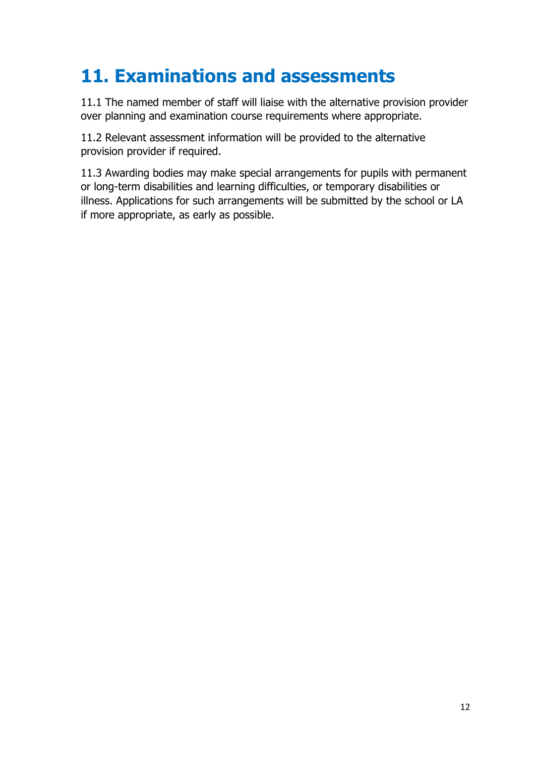# 11. Examinations and assessments

11.1 The named member of staff will liaise with the alternative provision provider over planning and examination course requirements where appropriate.

11.2 Relevant assessment information will be provided to the alternative provision provider if required.

11.3 Awarding bodies may make special arrangements for pupils with permanent or long-term disabilities and learning difficulties, or temporary disabilities or illness. Applications for such arrangements will be submitted by the school or LA if more appropriate, as early as possible.